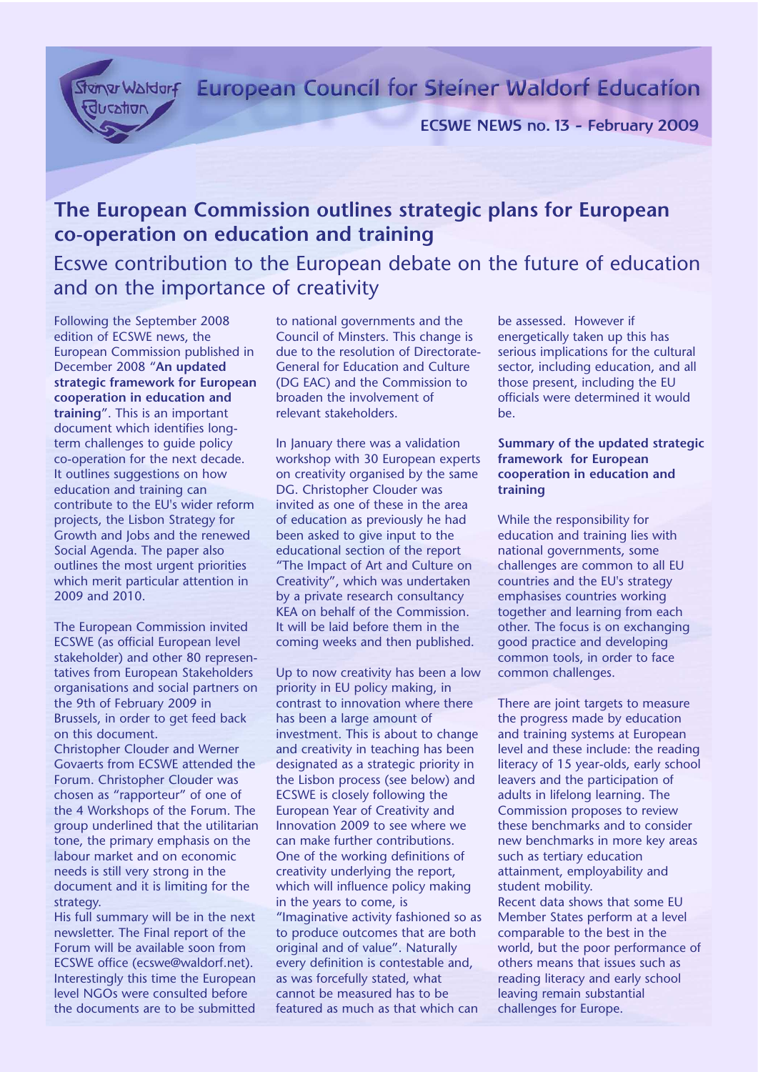# European Council for Steiner Waldorf Education

**ECSWE NEWS no. 13 - February 2009**

## The European Commission outlines strategic plans for European co-operation on education and training

### Ecswe contribution to the European debate on the future of education and on the importance of creativity

Following the September 2008 edition of ECSWE news, the European Commission published in December 2008 "**An updated strategic framework for European cooperation in education and training**". This is an important document which identifies long-term challenges to guide policy co-operation for the next decade. It outlines suggestions on how education and training can contribute to the EU's wider reform projects, the Lisbon Strategy for Growth and Jobs and the renewed Social Agenda. The paper also outlines the most urgent priorities which merit particular attention in 2009 and 2010.

The European Commission invited ECSWE (as official European level stakeholder) and other 80 representatives from European Stakeholders organisations and social partners on the 9th of February 2009 in Brussels, in order to get feed back on this document.

Christopher Clouder and Werner Govaerts from ECSWE attended the Forum. Christopher Clouder was chosen as "rapporteur" of one of the 4 Workshops of the Forum. The group underlined that the utilitarian tone, the primary emphasis on the labour market and on economic needs is still very strong in the document and it is limiting for the strategy.

His full summary will be in the next newsletter. The Final report of the Forum will be available soon from ECSWE office (ecswe@waldorf.net). Interestingly this time the European level NGOs were consulted before the documents are to be submitted to national governments and the Council of Minsters. This change is due to the resolution of Directorate-General for Education and Culture (DG EAC) and the Commission to broaden the involvement of relevant stakeholders.

In January there was a validation workshop with 30 European experts on creativity organised by the same DG. Christopher Clouder was invited as one of these in the area of education as previously he had been asked to give input to the educational section of the report "The Impact of Art and Culture on Creativity", which was undertaken by a private research consultancy KEA on behalf of the Commission. It will be laid before them in the coming weeks and then published.

Up to now creativity has been a low priority in EU policy making, in contrast to innovation where there has been a large amount of investment. This is about to change and creativity in teaching has been designated as a strategic priority in the Lisbon process (see below) and ECSWE is closely following the European Year of Creativity and Innovation 2009 to see where we can make further contributions. One of the working definitions of creativity underlying the report, which will influence policy making in the years to come, is "Imaginative activity fashioned so as to produce outcomes that are both original and of value". Naturally every definition is contestable and, as was forcefully stated, what cannot be measured has to be featured as much as that which can be assessed. However if energetically taken up this has serious implications for the cultural sector, including education, and all those present, including the EU officials were determined it would be.

**Summary of the updated strategic framework for European cooperation in education and training**

While the responsibility for education and training lies with national governments, some challenges are common to all EU countries and the EU's strategy emphasises countries working together and learning from each other. The focus is on exchanging good practice and developing common tools, in order to face common challenges.

There are joint targets to measure the progress made by education and training systems at European level and these include: the reading literacy of 15 year-olds, early school leavers and the participation of adults in lifelong learning. The Commission proposes to review these benchmarks and to consider new benchmarks in more key areas such as tertiary education attainment, employability and student mobility.

Recent data shows that some EU Member States perform at a level comparable to the best in the world, but the poor performance of others means that issues such as reading literacy and early school leaving remain substantial challenges for Europe.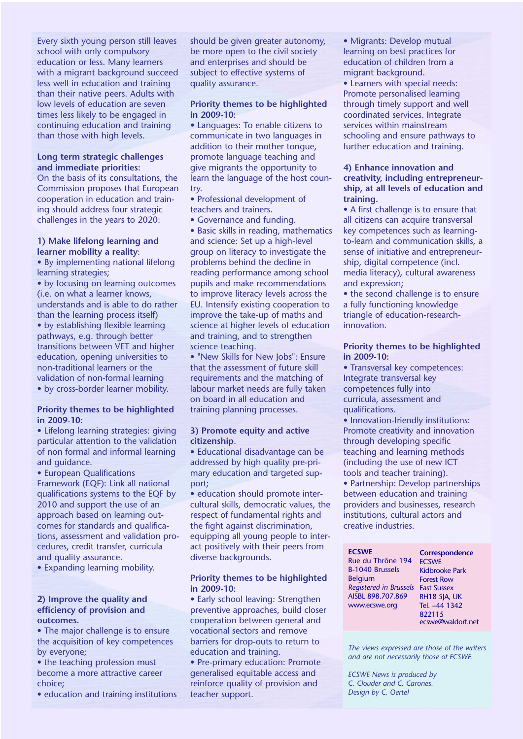Every sixth young person still leaves school with only compulsory education or less. Many learners with a migrant background succeed less well in education and training than their native peers. Adults with low levels of education are seven times less likely to be engaged in continuing education and training than those with high levels.

**Long term strategic challenges and immediate priorities:**
On the basis of its consultations, the Commission proposes that European cooperation in education and training should address four strategic challenges in the years to 2020:

**1) Make lifelong learning and learner mobility a reality**:

- By implementing national lifelong learning strategies;
- by focusing on learning outcomes (i.e. on what a learner knows, understands and is able to do rather than the learning process itself)
- by establishing flexible learning pathways, e.g. through better transitions between VET and higher education, opening universities to non-traditional learners or the validation of non-formal learning
- by cross-border learner mobility.

**Priority themes to be highlighted in 2009-10:**

- Lifelong learning strategies: giving particular attention to the validation of non formal and informal learning and guidance.
- European Qualifications Framework (EQF): Link all national qualifications systems to the EQF by 2010 and support the use of an approach based on learning outcomes for standards and qualifications, assessment and validation procedures, credit transfer, curricula and quality assurance.
- Expanding learning mobility.

**2) Improve the quality and efficiency of provision and outcomes.**

- The major challenge is to ensure the acquisition of key competences by everyone;
- the teaching profession must become a more attractive career choice;
- education and training institutions should be given greater autonomy, be more open to the civil society and enterprises and should be subject to effective systems of quality assurance.

**Priority themes to be highlighted in 2009-10:**

- Languages: To enable citizens to communicate in two languages in addition to their mother tongue, promote language teaching and give migrants the opportunity to learn the language of the host country.
- Professional development of teachers and trainers.
- Governance and funding.
- Basic skills in reading, mathematics and science: Set up a high-level group on literacy to investigate the problems behind the decline in reading performance among school pupils and make recommendations to improve literacy levels across the EU. Intensify existing cooperation to improve the take-up of maths and science at higher levels of education and training, and to strengthen science teaching.
- "New Skills for New Jobs": Ensure that the assessment of future skill requirements and the matching of labour market needs are fully taken on board in all education and training planning processes.

**3) Promote equity and active citizenship.**

- Educational disadvantage can be addressed by high quality pre-primary education and targeted support;
- education should promote intercultural skills, democratic values, the respect of fundamental rights and the fight against discrimination, equipping all young people to interact positively with their peers from diverse backgrounds.

**Priority themes to be highlighted in 2009-10:**

- Early school leaving: Strengthen preventive approaches, build closer cooperation between general and vocational sectors and remove barriers for drop-outs to return to education and training.
- Pre-primary education: Promote generalised equitable access and reinforce quality of provision and teacher support.
- Migrants: Develop mutual learning on best practices for education of children from a migrant background.
- Learners with special needs: Promote personalised learning through timely support and well coordinated services. Integrate services within mainstream schooling and ensure pathways to further education and training.

**4) Enhance innovation and creativity, including entrepreneurship, at all levels of education and training.**

- A first challenge is to ensure that all citizens can acquire transversal key competences such as learning-to-learn and communication skills, a sense of initiative and entrepreneurship, digital competence (incl. media literacy), cultural awareness and expression;
- the second challenge is to ensure a fully functioning knowledge triangle of education-research-innovation.

**Priority themes to be highlighted in 2009-10:**

- Transversal key competences: Integrate transversal key competences fully into curricula, assessment and qualifications.
- Innovation-friendly institutions: Promote creativity and innovation through developing specific teaching and learning methods (including the use of new ICT tools and teacher training).
- Partnership: Develop partnerships between education and training providers and businesses, research institutions, cultural actors and creative industries.

**ECSWE**
Rue du Trône 194
B-1040 Brussels
Belgium
*Registered in Brussels*
AISBL 898.707.869
www.ecswe.org

**Correspondence**
ECSWE
Kidbrooke Park
Forest Row
East Sussex
RH18 5JA, UK
Tel. +44 1342 822115
ecswe@waldorf.net

*The views expressed are those of the writers and are not necessarily those of ECSWE.*

*ECSWE News is produced by C. Clouder and C. Carones. Design by C. Oertel*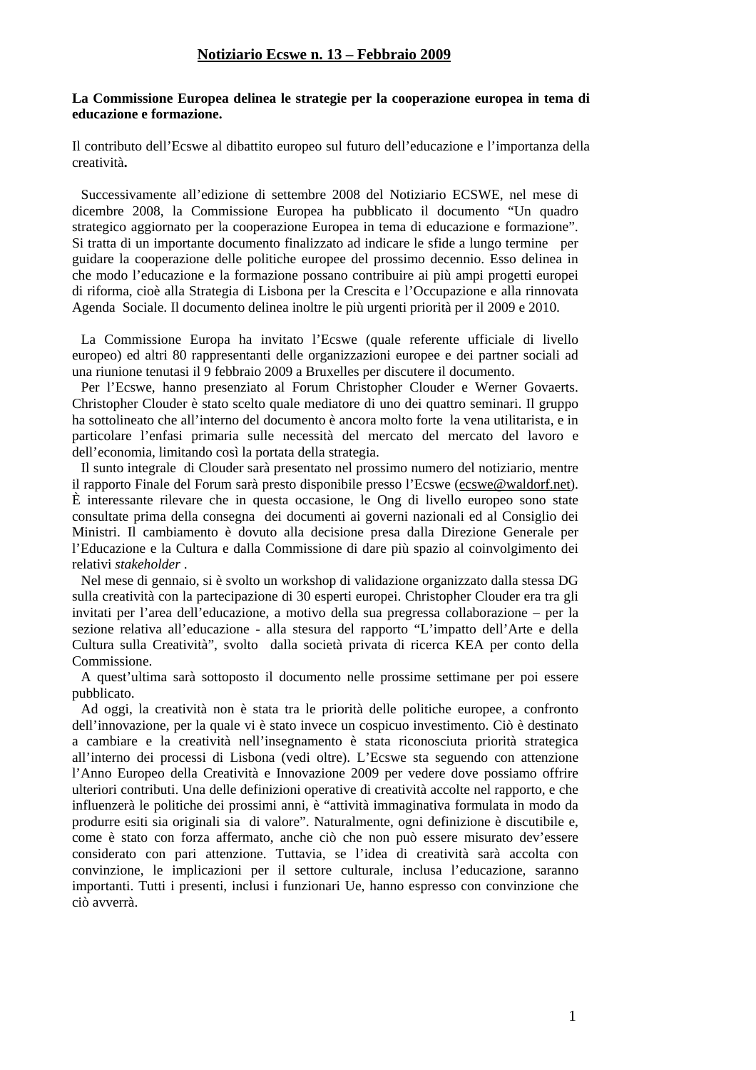**<u>Notiziario Ecswe n. 13 – Febbraio 2009</u>**

**La Commissione Europea delinea le strategie per la cooperazione europea in tema di educazione e formazione.**

Il contributo dell'Ecswe al dibattito europeo sul futuro dell'educazione e l'importanza della creatività**.**

Successivamente all'edizione di settembre 2008 del Notiziario ECSWE, nel mese di dicembre 2008, la Commissione Europea ha pubblicato il documento "Un quadro strategico aggiornato per la cooperazione Europea in tema di educazione e formazione". Si tratta di un importante documento finalizzato ad indicare le sfide a lungo termine per guidare la cooperazione delle politiche europee del prossimo decennio. Esso delinea in che modo l'educazione e la formazione possano contribuire ai più ampi progetti europei di riforma, cioè alla Strategia di Lisbona per la Crescita e l'Occupazione e alla rinnovata Agenda Sociale. Il documento delinea inoltre le più urgenti priorità per il 2009 e 2010.

La Commissione Europa ha invitato l'Ecswe (quale referente ufficiale di livello europeo) ed altri 80 rappresentanti delle organizzazioni europee e dei partner sociali ad una riunione tenutasi il 9 febbraio 2009 a Bruxelles per discutere il documento.
Per l'Ecswe, hanno presenziato al Forum Christopher Clouder e Werner Govaerts. Christopher Clouder è stato scelto quale mediatore di uno dei quattro seminari. Il gruppo ha sottolineato che all'interno del documento è ancora molto forte la vena utilitarista, e in particolare l'enfasi primaria sulle necessità del mercato del mercato del lavoro e dell'economia, limitando così la portata della strategia.
Il sunto integrale di Clouder sarà presentato nel prossimo numero del notiziario, mentre il rapporto Finale del Forum sarà presto disponibile presso l'Ecswe (ecswe@waldorf.net). È interessante rilevare che in questa occasione, le Ong di livello europeo sono state consultate prima della consegna dei documenti ai governi nazionali ed al Consiglio dei Ministri. Il cambiamento è dovuto alla decisione presa dalla Direzione Generale per l'Educazione e la Cultura e dalla Commissione di dare più spazio al coinvolgimento dei relativi *stakeholder* .
Nel mese di gennaio, si è svolto un workshop di validazione organizzato dalla stessa DG sulla creatività con la partecipazione di 30 esperti europei. Christopher Clouder era tra gli invitati per l'area dell'educazione, a motivo della sua pregressa collaborazione – per la sezione relativa all'educazione - alla stesura del rapporto "L'impatto dell'Arte e della Cultura sulla Creatività", svolto dalla società privata di ricerca KEA per conto della Commissione.
A quest'ultima sarà sottoposto il documento nelle prossime settimane per poi essere pubblicato.
Ad oggi, la creatività non è stata tra le priorità delle politiche europee, a confronto dell'innovazione, per la quale vi è stato invece un cospicuo investimento. Ciò è destinato a cambiare e la creatività nell'insegnamento è stata riconosciuta priorità strategica all'interno dei processi di Lisbona (vedi oltre). L'Ecswe sta seguendo con attenzione l'Anno Europeo della Creatività e Innovazione 2009 per vedere dove possiamo offrire ulteriori contributi. Una delle definizioni operative di creatività accolte nel rapporto, e che influenzerà le politiche dei prossimi anni, è "attività immaginativa formulata in modo da produrre esiti sia originali sia di valore". Naturalmente, ogni definizione è discutibile e, come è stato con forza affermato, anche ciò che non può essere misurato dev'essere considerato con pari attenzione. Tuttavia, se l'idea di creatività sarà accolta con convinzione, le implicazioni per il settore culturale, inclusa l'educazione, saranno importanti. Tutti i presenti, inclusi i funzionari Ue, hanno espresso con convinzione che ciò avverrà.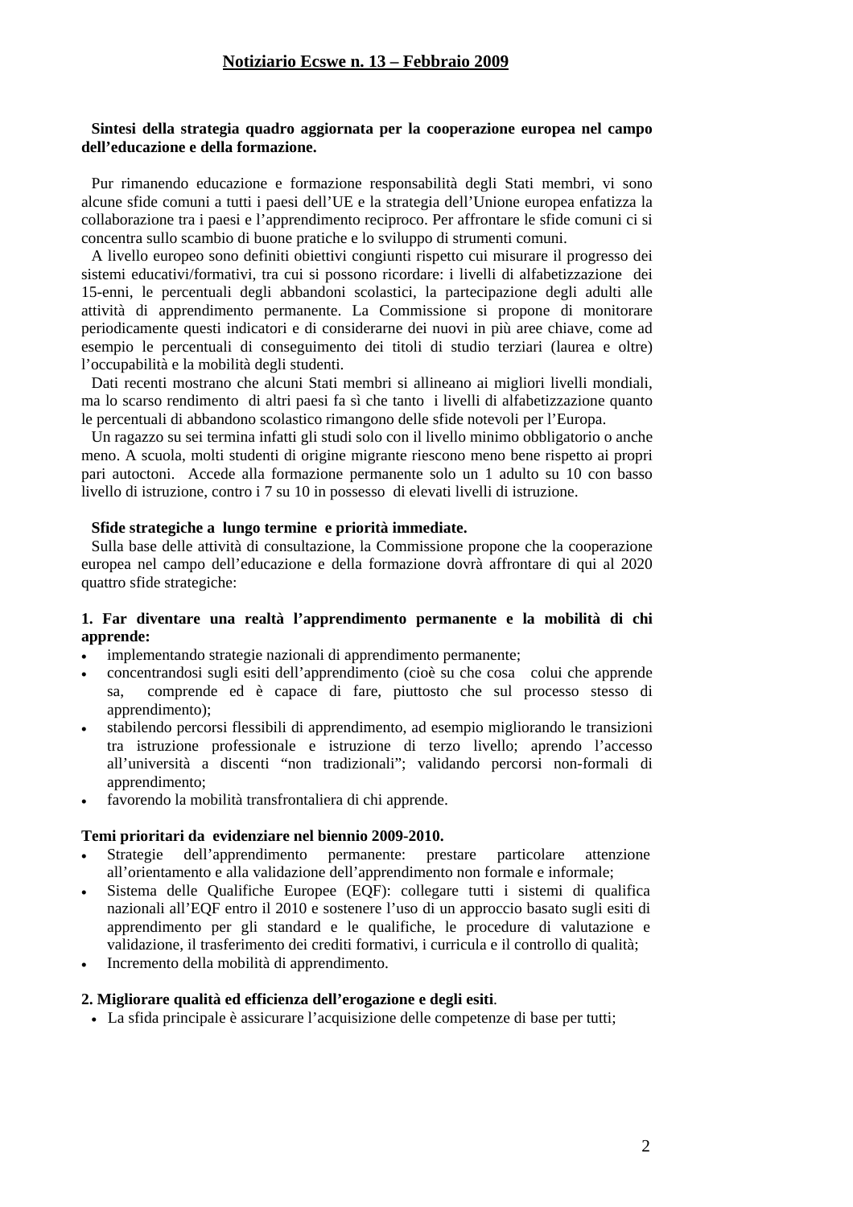**Sintesi della strategia quadro aggiornata per la cooperazione europea nel campo dell'educazione e della formazione.**

Pur rimanendo educazione e formazione responsabilità degli Stati membri, vi sono alcune sfide comuni a tutti i paesi dell'UE e la strategia dell'Unione europea enfatizza la collaborazione tra i paesi e l'apprendimento reciproco. Per affrontare le sfide comuni ci si concentra sullo scambio di buone pratiche e lo sviluppo di strumenti comuni.

A livello europeo sono definiti obiettivi congiunti rispetto cui misurare il progresso dei sistemi educativi/formativi, tra cui si possono ricordare: i livelli di alfabetizzazione dei 15-enni, le percentuali degli abbandoni scolastici, la partecipazione degli adulti alle attività di apprendimento permanente. La Commissione si propone di monitorare periodicamente questi indicatori e di considerarne dei nuovi in più aree chiave, come ad esempio le percentuali di conseguimento dei titoli di studio terziari (laurea e oltre) l'occupabilità e la mobilità degli studenti.

Dati recenti mostrano che alcuni Stati membri si allineano ai migliori livelli mondiali, ma lo scarso rendimento di altri paesi fa sì che tanto i livelli di alfabetizzazione quanto le percentuali di abbandono scolastico rimangono delle sfide notevoli per l'Europa.

Un ragazzo su sei termina infatti gli studi solo con il livello minimo obbligatorio o anche meno. A scuola, molti studenti di origine migrante riescono meno bene rispetto ai propri pari autoctoni. Accede alla formazione permanente solo un 1 adulto su 10 con basso livello di istruzione, contro i 7 su 10 in possesso di elevati livelli di istruzione.

**Sfide strategiche a lungo termine e priorità immediate.**

Sulla base delle attività di consultazione, la Commissione propone che la cooperazione europea nel campo dell'educazione e della formazione dovrà affrontare di qui al 2020 quattro sfide strategiche:

**1. Far diventare una realtà l'apprendimento permanente e la mobilità di chi apprende:**

- implementando strategie nazionali di apprendimento permanente;
- concentrandosi sugli esiti dell'apprendimento (cioè su che cosa colui che apprende sa, comprende ed è capace di fare, piuttosto che sul processo stesso di apprendimento);
- stabilendo percorsi flessibili di apprendimento, ad esempio migliorando le transizioni tra istruzione professionale e istruzione di terzo livello; aprendo l'accesso all'università a discenti "non tradizionali"; validando percorsi non-formali di apprendimento;
- favorendo la mobilità transfrontaliera di chi apprende.

**Temi prioritari da evidenziare nel biennio 2009-2010.**

- Strategie dell'apprendimento permanente: prestare particolare attenzione all'orientamento e alla validazione dell'apprendimento non formale e informale;
- Sistema delle Qualifiche Europee (EQF): collegare tutti i sistemi di qualifica nazionali all'EQF entro il 2010 e sostenere l'uso di un approccio basato sugli esiti di apprendimento per gli standard e le qualifiche, le procedure di valutazione e validazione, il trasferimento dei crediti formativi, i curricula e il controllo di qualità;
- Incremento della mobilità di apprendimento.

**2. Migliorare qualità ed efficienza dell'erogazione e degli esiti**.

- La sfida principale è assicurare l'acquisizione delle competenze di base per tutti;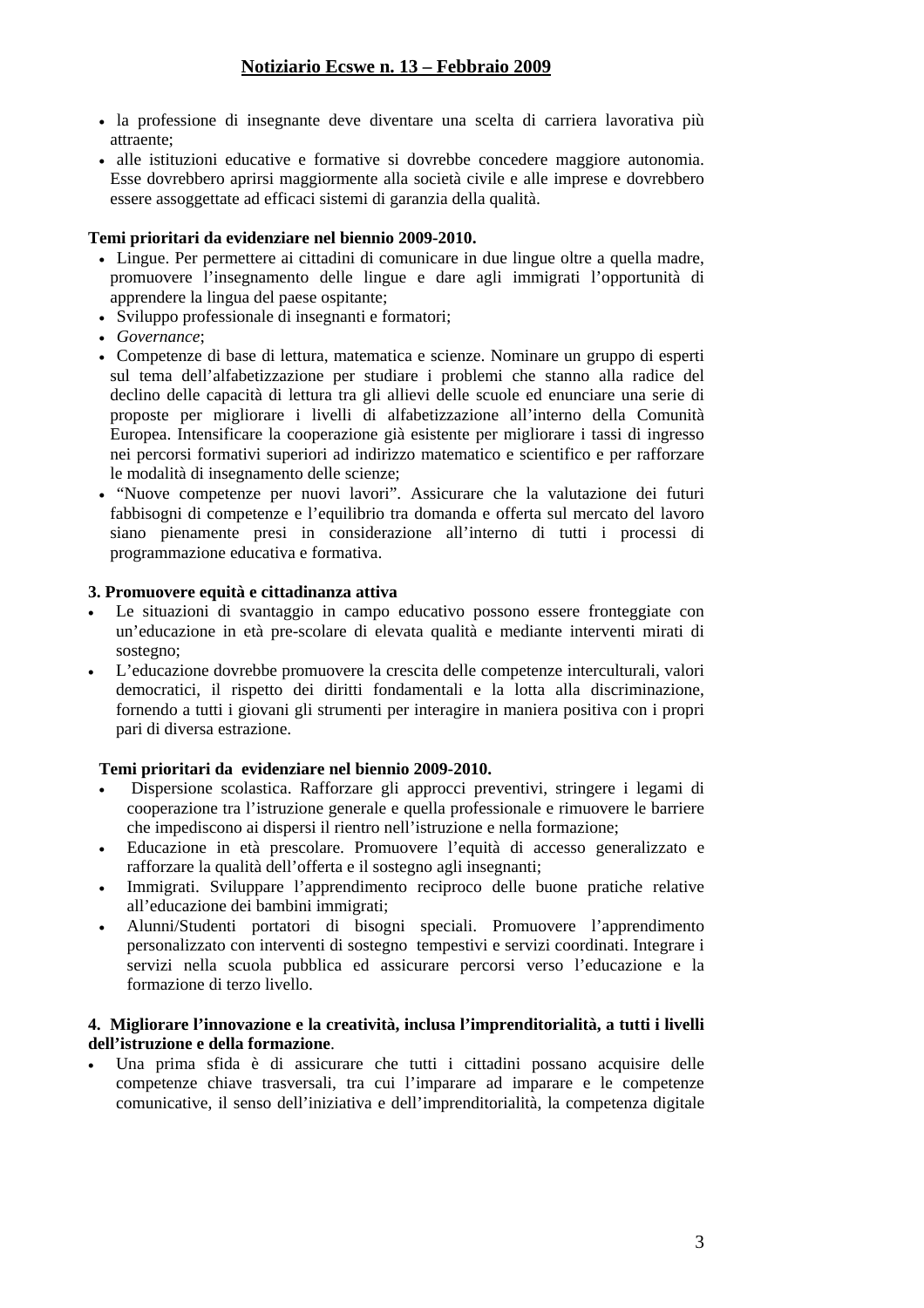- la professione di insegnante deve diventare una scelta di carriera lavorativa più attraente;
- alle istituzioni educative e formative si dovrebbe concedere maggiore autonomia. Esse dovrebbero aprirsi maggiormente alla società civile e alle imprese e dovrebbero essere assoggettate ad efficaci sistemi di garanzia della qualità.

**Temi prioritari da evidenziare nel biennio 2009-2010.**

- Lingue. Per permettere ai cittadini di comunicare in due lingue oltre a quella madre, promuovere l'insegnamento delle lingue e dare agli immigrati l'opportunità di apprendere la lingua del paese ospitante;
- Sviluppo professionale di insegnanti e formatori;
- *Governance*;
- Competenze di base di lettura, matematica e scienze. Nominare un gruppo di esperti sul tema dell'alfabetizzazione per studiare i problemi che stanno alla radice del declino delle capacità di lettura tra gli allievi delle scuole ed enunciare una serie di proposte per migliorare i livelli di alfabetizzazione all'interno della Comunità Europea. Intensificare la cooperazione già esistente per migliorare i tassi di ingresso nei percorsi formativi superiori ad indirizzo matematico e scientifico e per rafforzare le modalità di insegnamento delle scienze;
- "Nuove competenze per nuovi lavori". Assicurare che la valutazione dei futuri fabbisogni di competenze e l'equilibrio tra domanda e offerta sul mercato del lavoro siano pienamente presi in considerazione all'interno di tutti i processi di programmazione educativa e formativa.

**3. Promuovere equità e cittadinanza attiva**

- Le situazioni di svantaggio in campo educativo possono essere fronteggiate con un'educazione in età pre-scolare di elevata qualità e mediante interventi mirati di sostegno;
- L'educazione dovrebbe promuovere la crescita delle competenze interculturali, valori democratici, il rispetto dei diritti fondamentali e la lotta alla discriminazione, fornendo a tutti i giovani gli strumenti per interagire in maniera positiva con i propri pari di diversa estrazione.

**Temi prioritari da evidenziare nel biennio 2009-2010.**

- Dispersione scolastica. Rafforzare gli approcci preventivi, stringere i legami di cooperazione tra l'istruzione generale e quella professionale e rimuovere le barriere che impediscono ai dispersi il rientro nell'istruzione e nella formazione;
- Educazione in età prescolare. Promuovere l'equità di accesso generalizzato e rafforzare la qualità dell'offerta e il sostegno agli insegnanti;
- Immigrati. Sviluppare l'apprendimento reciproco delle buone pratiche relative all'educazione dei bambini immigrati;
- Alunni/Studenti portatori di bisogni speciali. Promuovere l'apprendimento personalizzato con interventi di sostegno tempestivi e servizi coordinati. Integrare i servizi nella scuola pubblica ed assicurare percorsi verso l'educazione e la formazione di terzo livello.

**4. Migliorare l'innovazione e la creatività, inclusa l'imprenditorialità, a tutti i livelli dell'istruzione e della formazione**.

- Una prima sfida è di assicurare che tutti i cittadini possano acquisire delle competenze chiave trasversali, tra cui l'imparare ad imparare e le competenze comunicative, il senso dell'iniziativa e dell'imprenditorialità, la competenza digitale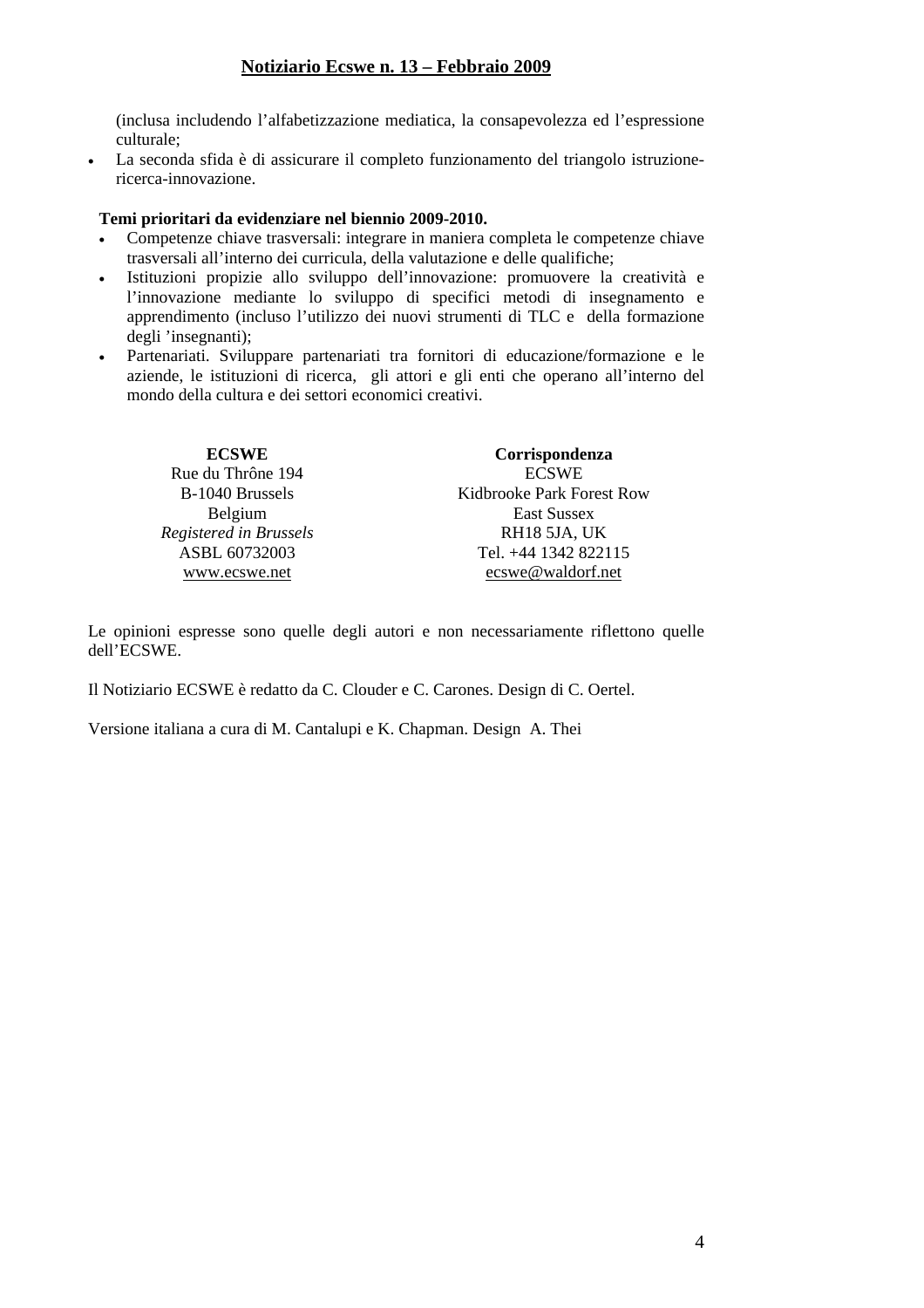(inclusa includendo l'alfabetizzazione mediatica, la consapevolezza ed l'espressione culturale;

- La seconda sfida è di assicurare il completo funzionamento del triangolo istruzione-ricerca-innovazione.

**Temi prioritari da evidenziare nel biennio 2009-2010.**

- Competenze chiave trasversali: integrare in maniera completa le competenze chiave trasversali all'interno dei curricula, della valutazione e delle qualifiche;
- Istituzioni propizie allo sviluppo dell'innovazione: promuovere la creatività e l'innovazione mediante lo sviluppo di specifici metodi di insegnamento e apprendimento (incluso l'utilizzo dei nuovi strumenti di TLC e della formazione degli 'insegnanti);
- Partenariati. Sviluppare partenariati tra fornitori di educazione/formazione e le aziende, le istituzioni di ricerca, gli attori e gli enti che operano all'interno del mondo della cultura e dei settori economici creativi.

**ECSWE**
Rue du Thrône 194
B-1040 Brussels
Belgium
*Registered in Brussels*
ASBL 60732003
www.ecswe.net

**Corrispondenza**
ECSWE
Kidbrooke Park Forest Row
East Sussex
RH18 5JA, UK
Tel. +44 1342 822115
ecswe@waldorf.net

Le opinioni espresse sono quelle degli autori e non necessariamente riflettono quelle dell'ECSWE.

Il Notiziario ECSWE è redatto da C. Clouder e C. Carones. Design di C. Oertel.

Versione italiana a cura di M. Cantalupi e K. Chapman. Design A. Thei